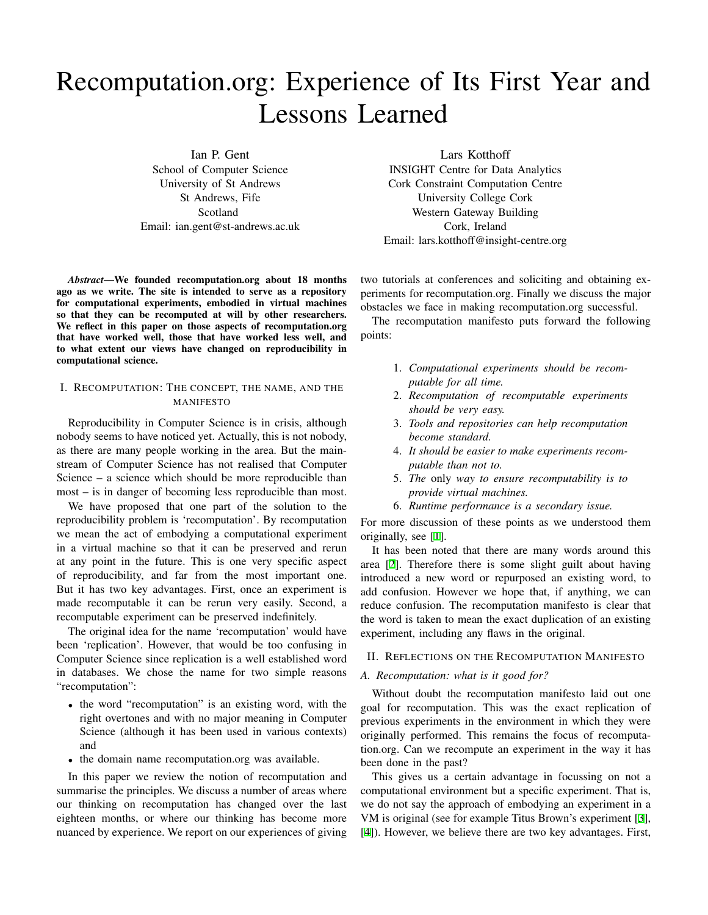# Recomputation.org: Experience of Its First Year and Lessons Learned

Ian P. Gent
School of Computer Science
University of St Andrews
St Andrews, Fife
Scotland
Email: ian.gent@st-andrews.ac.uk

Lars Kotthoff
INSIGHT Centre for Data Analytics
Cork Constraint Computation Centre
University College Cork
Western Gateway Building
Cork, Ireland
Email: lars.kotthoff@insight-centre.org

***Abstract*—We founded recomputation.org about 18 months ago as we write. The site is intended to serve as a repository for computational experiments, embodied in virtual machines so that they can be recomputed at will by other researchers. We reflect in this paper on those aspects of recomputation.org that have worked well, those that have worked less well, and to what extent our views have changed on reproducibility in computational science.**

## I. Recomputation: The concept, the name, and the manifesto

Reproducibility in Computer Science is in crisis, although nobody seems to have noticed yet. Actually, this is not nobody, as there are many people working in the area. But the mainstream of Computer Science has not realised that Computer Science – a science which should be more reproducible than most – is in danger of becoming less reproducible than most.

We have proposed that one part of the solution to the reproducibility problem is 'recomputation'. By recomputation we mean the act of embodying a computational experiment in a virtual machine so that it can be preserved and rerun at any point in the future. This is one very specific aspect of reproducibility, and far from the most important one. But it has two key advantages. First, once an experiment is made recomputable it can be rerun very easily. Second, a recomputable experiment can be preserved indefinitely.

The original idea for the name 'recomputation' would have been 'replication'. However, that would be too confusing in Computer Science since replication is a well established word in databases. We chose the name for two simple reasons "recomputation":

- the word "recomputation" is an existing word, with the right overtones and with no major meaning in Computer Science (although it has been used in various contexts) and
- the domain name recomputation.org was available.

In this paper we review the notion of recomputation and summarise the principles. We discuss a number of areas where our thinking on recomputation has changed over the last eighteen months, or where our thinking has become more nuanced by experience. We report on our experiences of giving two tutorials at conferences and soliciting and obtaining experiments for recomputation.org. Finally we discuss the major obstacles we face in making recomputation.org successful.

The recomputation manifesto puts forward the following points:

1. *Computational experiments should be recomputable for all time.*
2. *Recomputation of recomputable experiments should be very easy.*
3. *Tools and repositories can help recomputation become standard.*
4. *It should be easier to make experiments recomputable than not to.*
5. *The* only *way to ensure recomputability is to provide virtual machines.*
6. *Runtime performance is a secondary issue.*

For more discussion of these points as we understood them originally, see [1].

It has been noted that there are many words around this area [2]. Therefore there is some slight guilt about having introduced a new word or repurposed an existing word, to add confusion. However we hope that, if anything, we can reduce confusion. The recomputation manifesto is clear that the word is taken to mean the exact duplication of an existing experiment, including any flaws in the original.

## II. Reflections on the Recomputation Manifesto

### A. Recomputation: what is it good for?

Without doubt the recomputation manifesto laid out one goal for recomputation. This was the exact replication of previous experiments in the environment in which they were originally performed. This remains the focus of recomputation.org. Can we recompute an experiment in the way it has been done in the past?

This gives us a certain advantage in focussing on not a computational environment but a specific experiment. That is, we do not say the approach of embodying an experiment in a VM is original (see for example Titus Brown's experiment [3], [4]). However, we believe there are two key advantages. First,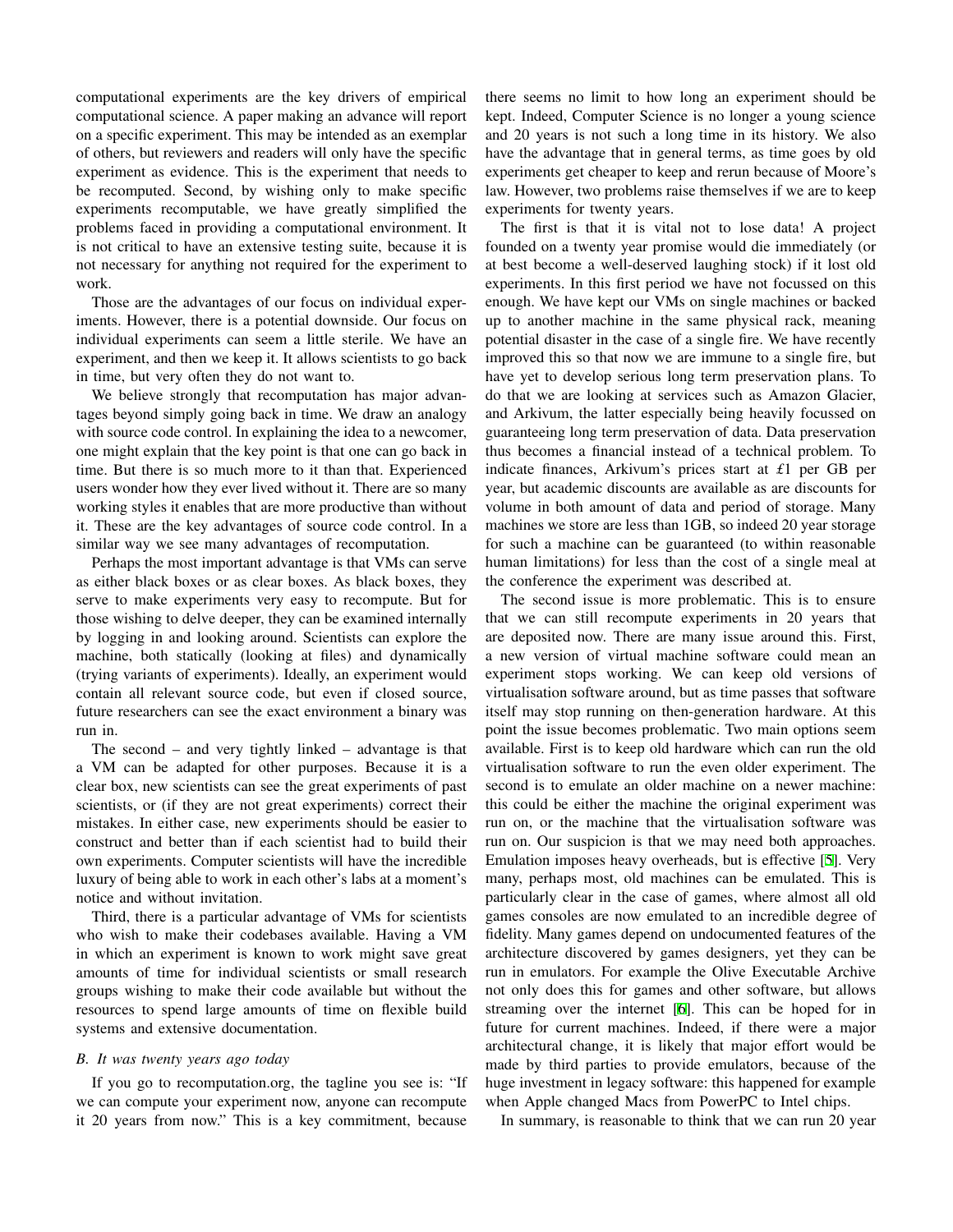computational experiments are the key drivers of empirical computational science. A paper making an advance will report on a specific experiment. This may be intended as an exemplar of others, but reviewers and readers will only have the specific experiment as evidence. This is the experiment that needs to be recomputed. Second, by wishing only to make specific experiments recomputable, we have greatly simplified the problems faced in providing a computational environment. It is not critical to have an extensive testing suite, because it is not necessary for anything not required for the experiment to work.

Those are the advantages of our focus on individual experiments. However, there is a potential downside. Our focus on individual experiments can seem a little sterile. We have an experiment, and then we keep it. It allows scientists to go back in time, but very often they do not want to.

We believe strongly that recomputation has major advantages beyond simply going back in time. We draw an analogy with source code control. In explaining the idea to a newcomer, one might explain that the key point is that one can go back in time. But there is so much more to it than that. Experienced users wonder how they ever lived without it. There are so many working styles it enables that are more productive than without it. These are the key advantages of source code control. In a similar way we see many advantages of recomputation.

Perhaps the most important advantage is that VMs can serve as either black boxes or as clear boxes. As black boxes, they serve to make experiments very easy to recompute. But for those wishing to delve deeper, they can be examined internally by logging in and looking around. Scientists can explore the machine, both statically (looking at files) and dynamically (trying variants of experiments). Ideally, an experiment would contain all relevant source code, but even if closed source, future researchers can see the exact environment a binary was run in.

The second – and very tightly linked – advantage is that a VM can be adapted for other purposes. Because it is a clear box, new scientists can see the great experiments of past scientists, or (if they are not great experiments) correct their mistakes. In either case, new experiments should be easier to construct and better than if each scientist had to build their own experiments. Computer scientists will have the incredible luxury of being able to work in each other's labs at a moment's notice and without invitation.

Third, there is a particular advantage of VMs for scientists who wish to make their codebases available. Having a VM in which an experiment is known to work might save great amounts of time for individual scientists or small research groups wishing to make their code available but without the resources to spend large amounts of time on flexible build systems and extensive documentation.

### *B. It was twenty years ago today*

If you go to recomputation.org, the tagline you see is: "If we can compute your experiment now, anyone can recompute it 20 years from now." This is a key commitment, because there seems no limit to how long an experiment should be kept. Indeed, Computer Science is no longer a young science and 20 years is not such a long time in its history. We also have the advantage that in general terms, as time goes by old experiments get cheaper to keep and rerun because of Moore's law. However, two problems raise themselves if we are to keep experiments for twenty years.

The first is that it is vital not to lose data! A project founded on a twenty year promise would die immediately (or at best become a well-deserved laughing stock) if it lost old experiments. In this first period we have not focussed on this enough. We have kept our VMs on single machines or backed up to another machine in the same physical rack, meaning potential disaster in the case of a single fire. We have recently improved this so that now we are immune to a single fire, but have yet to develop serious long term preservation plans. To do that we are looking at services such as Amazon Glacier, and Arkivum, the latter especially being heavily focussed on guaranteeing long term preservation of data. Data preservation thus becomes a financial instead of a technical problem. To indicate finances, Arkivum's prices start at £1 per GB per year, but academic discounts are available as are discounts for volume in both amount of data and period of storage. Many machines we store are less than 1GB, so indeed 20 year storage for such a machine can be guaranteed (to within reasonable human limitations) for less than the cost of a single meal at the conference the experiment was described at.

The second issue is more problematic. This is to ensure that we can still recompute experiments in 20 years that are deposited now. There are many issue around this. First, a new version of virtual machine software could mean an experiment stops working. We can keep old versions of virtualisation software around, but as time passes that software itself may stop running on then-generation hardware. At this point the issue becomes problematic. Two main options seem available. First is to keep old hardware which can run the old virtualisation software to run the even older experiment. The second is to emulate an older machine on a newer machine: this could be either the machine the original experiment was run on, or the machine that the virtualisation software was run on. Our suspicion is that we may need both approaches. Emulation imposes heavy overheads, but is effective [5]. Very many, perhaps most, old machines can be emulated. This is particularly clear in the case of games, where almost all old games consoles are now emulated to an incredible degree of fidelity. Many games depend on undocumented features of the architecture discovered by games designers, yet they can be run in emulators. For example the Olive Executable Archive not only does this for games and other software, but allows streaming over the internet [6]. This can be hoped for in future for current machines. Indeed, if there were a major architectural change, it is likely that major effort would be made by third parties to provide emulators, because of the huge investment in legacy software: this happened for example when Apple changed Macs from PowerPC to Intel chips.

In summary, is reasonable to think that we can run 20 year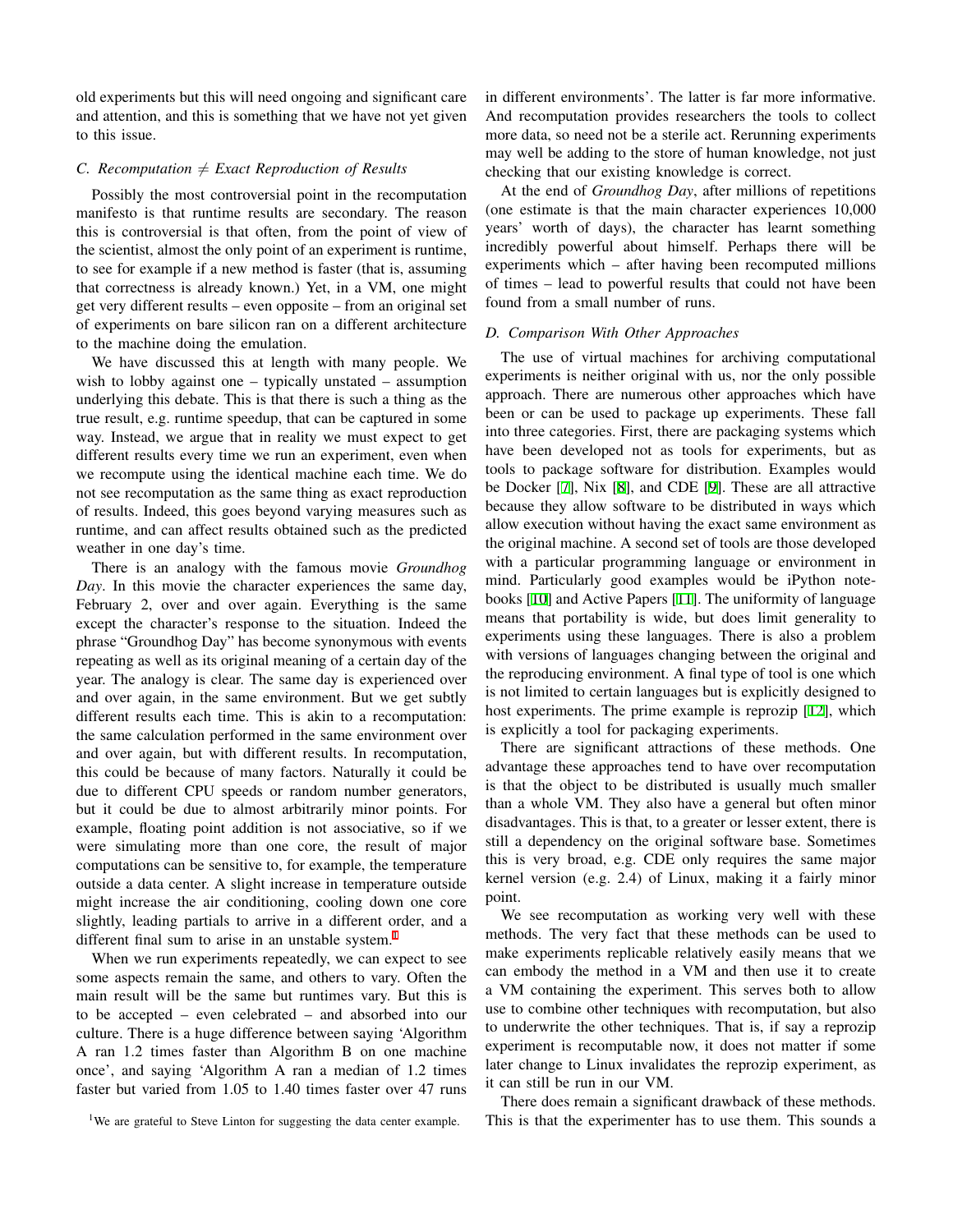old experiments but this will need ongoing and significant care and attention, and this is something that we have not yet given to this issue.

### C. Recomputation $\neq$ Exact Reproduction of Results

Possibly the most controversial point in the recomputation manifesto is that runtime results are secondary. The reason this is controversial is that often, from the point of view of the scientist, almost the only point of an experiment is runtime, to see for example if a new method is faster (that is, assuming that correctness is already known.) Yet, in a VM, one might get very different results – even opposite – from an original set of experiments on bare silicon ran on a different architecture to the machine doing the emulation.

We have discussed this at length with many people. We wish to lobby against one – typically unstated – assumption underlying this debate. This is that there is such a thing as the true result, e.g. runtime speedup, that can be captured in some way. Instead, we argue that in reality we must expect to get different results every time we run an experiment, even when we recompute using the identical machine each time. We do not see recomputation as the same thing as exact reproduction of results. Indeed, this goes beyond varying measures such as runtime, and can affect results obtained such as the predicted weather in one day's time.

There is an analogy with the famous movie *Groundhog Day*. In this movie the character experiences the same day, February 2, over and over again. Everything is the same except the character's response to the situation. Indeed the phrase "Groundhog Day" has become synonymous with events repeating as well as its original meaning of a certain day of the year. The analogy is clear. The same day is experienced over and over again, in the same environment. But we get subtly different results each time. This is akin to a recomputation: the same calculation performed in the same environment over and over again, but with different results. In recomputation, this could be because of many factors. Naturally it could be due to different CPU speeds or random number generators, but it could be due to almost arbitrarily minor points. For example, floating point addition is not associative, so if we were simulating more than one core, the result of major computations can be sensitive to, for example, the temperature outside a data center. A slight increase in temperature outside might increase the air conditioning, cooling down one core slightly, leading partials to arrive in a different order, and a different final sum to arise in an unstable system.[1]

When we run experiments repeatedly, we can expect to see some aspects remain the same, and others to vary. Often the main result will be the same but runtimes vary. But this is to be accepted – even celebrated – and absorbed into our culture. There is a huge difference between saying 'Algorithm A ran 1.2 times faster than Algorithm B on one machine once', and saying 'Algorithm A ran a median of 1.2 times faster but varied from 1.05 to 1.40 times faster over 47 runs in different environments'. The latter is far more informative. And recomputation provides researchers the tools to collect more data, so need not be a sterile act. Rerunning experiments may well be adding to the store of human knowledge, not just checking that our existing knowledge is correct.

At the end of *Groundhog Day*, after millions of repetitions (one estimate is that the main character experiences 10,000 years' worth of days), the character has learnt something incredibly powerful about himself. Perhaps there will be experiments which – after having been recomputed millions of times – lead to powerful results that could not have been found from a small number of runs.

### D. Comparison With Other Approaches

The use of virtual machines for archiving computational experiments is neither original with us, nor the only possible approach. There are numerous other approaches which have been or can be used to package up experiments. These fall into three categories. First, there are packaging systems which have been developed not as tools for experiments, but as tools to package software for distribution. Examples would be Docker [7], Nix [8], and CDE [9]. These are all attractive because they allow software to be distributed in ways which allow execution without having the exact same environment as the original machine. A second set of tools are those developed with a particular programming language or environment in mind. Particularly good examples would be iPython notebooks [10] and Active Papers [11]. The uniformity of language means that portability is wide, but does limit generality to experiments using these languages. There is also a problem with versions of languages changing between the original and the reproducing environment. A final type of tool is one which is not limited to certain languages but is explicitly designed to host experiments. The prime example is reprozip [12], which is explicitly a tool for packaging experiments.

There are significant attractions of these methods. One advantage these approaches tend to have over recomputation is that the object to be distributed is usually much smaller than a whole VM. They also have a general but often minor disadvantages. This is that, to a greater or lesser extent, there is still a dependency on the original software base. Sometimes this is very broad, e.g. CDE only requires the same major kernel version (e.g. 2.4) of Linux, making it a fairly minor point.

We see recomputation as working very well with these methods. The very fact that these methods can be used to make experiments replicable relatively easily means that we can embody the method in a VM and then use it to create a VM containing the experiment. This serves both to allow use to combine other techniques with recomputation, but also to underwrite the other techniques. That is, if say a reprozip experiment is recomputable now, it does not matter if some later change to Linux invalidates the reprozip experiment, as it can still be run in our VM.

There does remain a significant drawback of these methods. This is that the experimenter has to use them. This sounds a

[1] We are grateful to Steve Linton for suggesting the data center example.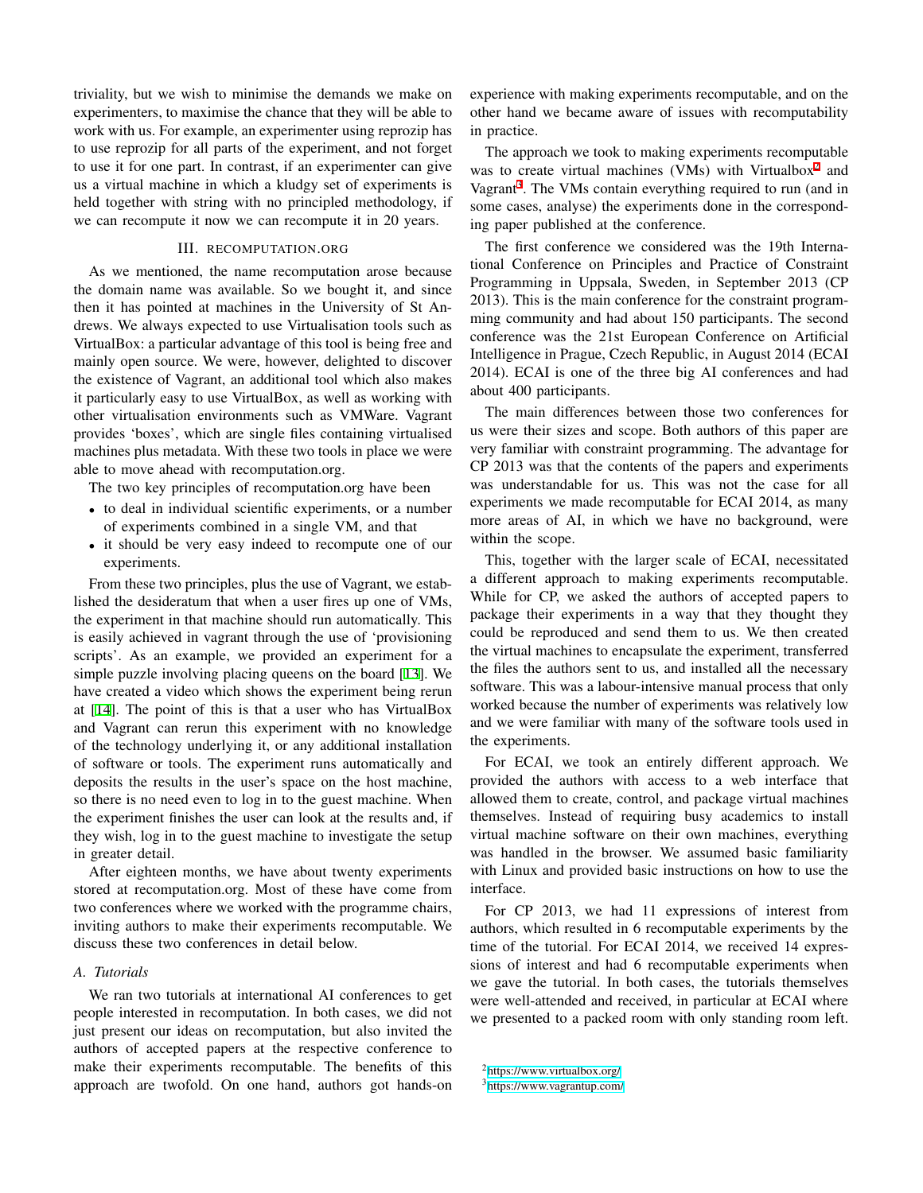triviality, but we wish to minimise the demands we make on experimenters, to maximise the chance that they will be able to work with us. For example, an experimenter using reprozip has to use reprozip for all parts of the experiment, and not forget to use it for one part. In contrast, if an experimenter can give us a virtual machine in which a kludgy set of experiments is held together with string with no principled methodology, if we can recompute it now we can recompute it in 20 years.

## III. RECOMPUTATION.ORG

As we mentioned, the name recomputation arose because the domain name was available. So we bought it, and since then it has pointed at machines in the University of St Andrews. We always expected to use Virtualisation tools such as VirtualBox: a particular advantage of this tool is being free and mainly open source. We were, however, delighted to discover the existence of Vagrant, an additional tool which also makes it particularly easy to use VirtualBox, as well as working with other virtualisation environments such as VMWare. Vagrant provides 'boxes', which are single files containing virtualised machines plus metadata. With these two tools in place we were able to move ahead with recomputation.org.

The two key principles of recomputation.org have been

- to deal in individual scientific experiments, or a number of experiments combined in a single VM, and that
- it should be very easy indeed to recompute one of our experiments.

From these two principles, plus the use of Vagrant, we established the desideratum that when a user fires up one of VMs, the experiment in that machine should run automatically. This is easily achieved in vagrant through the use of 'provisioning scripts'. As an example, we provided an experiment for a simple puzzle involving placing queens on the board [13]. We have created a video which shows the experiment being rerun at [14]. The point of this is that a user who has VirtualBox and Vagrant can rerun this experiment with no knowledge of the technology underlying it, or any additional installation of software or tools. The experiment runs automatically and deposits the results in the user's space on the host machine, so there is no need even to log in to the guest machine. When the experiment finishes the user can look at the results and, if they wish, log in to the guest machine to investigate the setup in greater detail.

After eighteen months, we have about twenty experiments stored at recomputation.org. Most of these have come from two conferences where we worked with the programme chairs, inviting authors to make their experiments recomputable. We discuss these two conferences in detail below.

### A. Tutorials

We ran two tutorials at international AI conferences to get people interested in recomputation. In both cases, we did not just present our ideas on recomputation, but also invited the authors of accepted papers at the respective conference to make their experiments recomputable. The benefits of this approach are twofold. On one hand, authors got hands-on experience with making experiments recomputable, and on the other hand we became aware of issues with recomputability in practice.

The approach we took to making experiments recomputable was to create virtual machines (VMs) with Virtualbox[2] and Vagrant[3]. The VMs contain everything required to run (and in some cases, analyse) the experiments done in the corresponding paper published at the conference.

The first conference we considered was the 19th International Conference on Principles and Practice of Constraint Programming in Uppsala, Sweden, in September 2013 (CP 2013). This is the main conference for the constraint programming community and had about 150 participants. The second conference was the 21st European Conference on Artificial Intelligence in Prague, Czech Republic, in August 2014 (ECAI 2014). ECAI is one of the three big AI conferences and had about 400 participants.

The main differences between those two conferences for us were their sizes and scope. Both authors of this paper are very familiar with constraint programming. The advantage for CP 2013 was that the contents of the papers and experiments was understandable for us. This was not the case for all experiments we made recomputable for ECAI 2014, as many more areas of AI, in which we have no background, were within the scope.

This, together with the larger scale of ECAI, necessitated a different approach to making experiments recomputable. While for CP, we asked the authors of accepted papers to package their experiments in a way that they thought they could be reproduced and send them to us. We then created the virtual machines to encapsulate the experiment, transferred the files the authors sent to us, and installed all the necessary software. This was a labour-intensive manual process that only worked because the number of experiments was relatively low and we were familiar with many of the software tools used in the experiments.

For ECAI, we took an entirely different approach. We provided the authors with access to a web interface that allowed them to create, control, and package virtual machines themselves. Instead of requiring busy academics to install virtual machine software on their own machines, everything was handled in the browser. We assumed basic familiarity with Linux and provided basic instructions on how to use the interface.

For CP 2013, we had 11 expressions of interest from authors, which resulted in 6 recomputable experiments by the time of the tutorial. For ECAI 2014, we received 14 expressions of interest and had 6 recomputable experiments when we gave the tutorial. In both cases, the tutorials themselves were well-attended and received, in particular at ECAI where we presented to a packed room with only standing room left.

[2] https://www.virtualbox.org/

[3] https://www.vagrantup.com/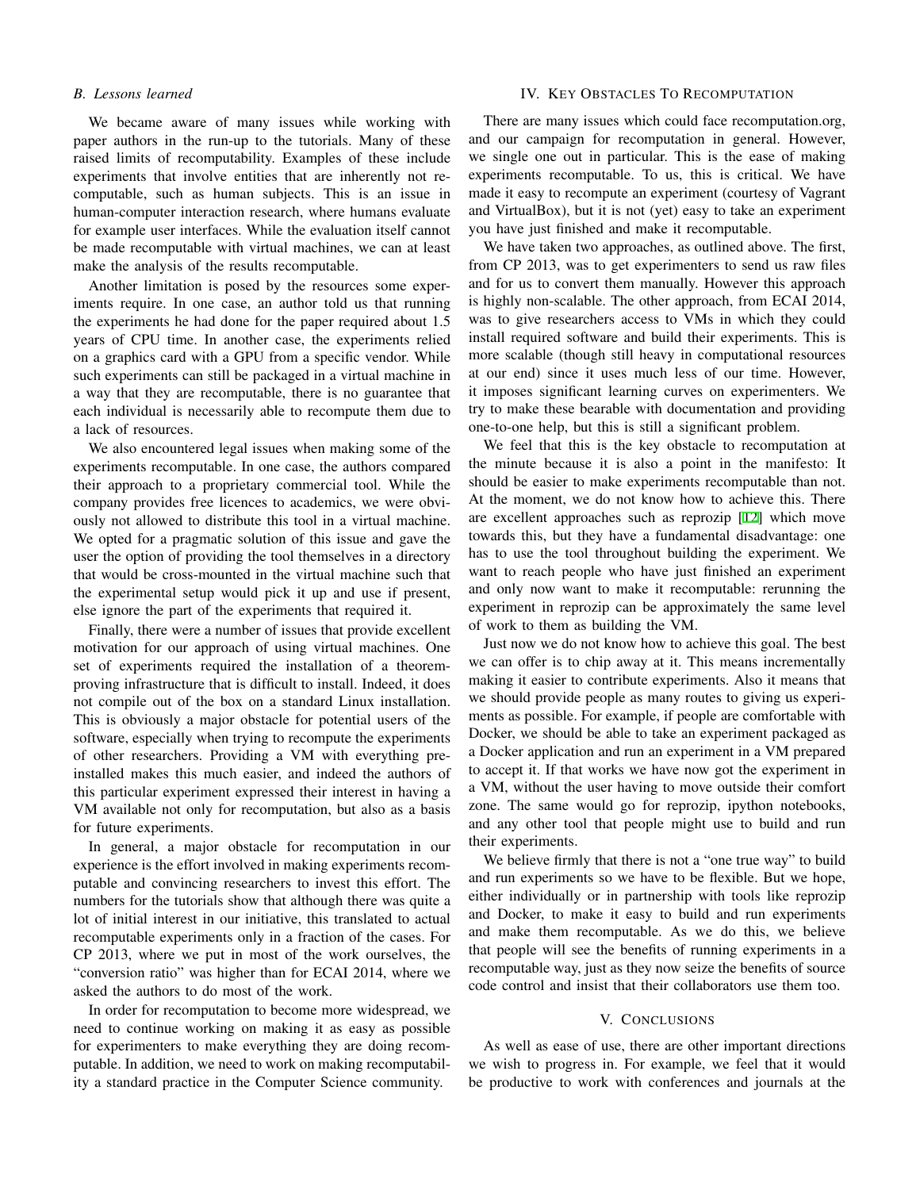### B. Lessons learned

We became aware of many issues while working with paper authors in the run-up to the tutorials. Many of these raised limits of recomputability. Examples of these include experiments that involve entities that are inherently not recomputable, such as human subjects. This is an issue in human-computer interaction research, where humans evaluate for example user interfaces. While the evaluation itself cannot be made recomputable with virtual machines, we can at least make the analysis of the results recomputable.

Another limitation is posed by the resources some experiments require. In one case, an author told us that running the experiments he had done for the paper required about 1.5 years of CPU time. In another case, the experiments relied on a graphics card with a GPU from a specific vendor. While such experiments can still be packaged in a virtual machine in a way that they are recomputable, there is no guarantee that each individual is necessarily able to recompute them due to a lack of resources.

We also encountered legal issues when making some of the experiments recomputable. In one case, the authors compared their approach to a proprietary commercial tool. While the company provides free licences to academics, we were obviously not allowed to distribute this tool in a virtual machine. We opted for a pragmatic solution of this issue and gave the user the option of providing the tool themselves in a directory that would be cross-mounted in the virtual machine such that the experimental setup would pick it up and use if present, else ignore the part of the experiments that required it.

Finally, there were a number of issues that provide excellent motivation for our approach of using virtual machines. One set of experiments required the installation of a theorem-proving infrastructure that is difficult to install. Indeed, it does not compile out of the box on a standard Linux installation. This is obviously a major obstacle for potential users of the software, especially when trying to recompute the experiments of other researchers. Providing a VM with everything pre-installed makes this much easier, and indeed the authors of this particular experiment expressed their interest in having a VM available not only for recomputation, but also as a basis for future experiments.

In general, a major obstacle for recomputation in our experience is the effort involved in making experiments recomputable and convincing researchers to invest this effort. The numbers for the tutorials show that although there was quite a lot of initial interest in our initiative, this translated to actual recomputable experiments only in a fraction of the cases. For CP 2013, where we put in most of the work ourselves, the "conversion ratio" was higher than for ECAI 2014, where we asked the authors to do most of the work.

In order for recomputation to become more widespread, we need to continue working on making it as easy as possible for experimenters to make everything they are doing recomputable. In addition, we need to work on making recomputability a standard practice in the Computer Science community.

## IV. Key Obstacles To Recomputation

There are many issues which could face recomputation.org, and our campaign for recomputation in general. However, we single one out in particular. This is the ease of making experiments recomputable. To us, this is critical. We have made it easy to recompute an experiment (courtesy of Vagrant and VirtualBox), but it is not (yet) easy to take an experiment you have just finished and make it recomputable.

We have taken two approaches, as outlined above. The first, from CP 2013, was to get experimenters to send us raw files and for us to convert them manually. However this approach is highly non-scalable. The other approach, from ECAI 2014, was to give researchers access to VMs in which they could install required software and build their experiments. This is more scalable (though still heavy in computational resources at our end) since it uses much less of our time. However, it imposes significant learning curves on experimenters. We try to make these bearable with documentation and providing one-to-one help, but this is still a significant problem.

We feel that this is the key obstacle to recomputation at the minute because it is also a point in the manifesto: It should be easier to make experiments recomputable than not. At the moment, we do not know how to achieve this. There are excellent approaches such as reprozip [12] which move towards this, but they have a fundamental disadvantage: one has to use the tool throughout building the experiment. We want to reach people who have just finished an experiment and only now want to make it recomputable: rerunning the experiment in reprozip can be approximately the same level of work to them as building the VM.

Just now we do not know how to achieve this goal. The best we can offer is to chip away at it. This means incrementally making it easier to contribute experiments. Also it means that we should provide people as many routes to giving us experiments as possible. For example, if people are comfortable with Docker, we should be able to take an experiment packaged as a Docker application and run an experiment in a VM prepared to accept it. If that works we have now got the experiment in a VM, without the user having to move outside their comfort zone. The same would go for reprozip, ipython notebooks, and any other tool that people might use to build and run their experiments.

We believe firmly that there is not a "one true way" to build and run experiments so we have to be flexible. But we hope, either individually or in partnership with tools like reprozip and Docker, to make it easy to build and run experiments and make them recomputable. As we do this, we believe that people will see the benefits of running experiments in a recomputable way, just as they now seize the benefits of source code control and insist that their collaborators use them too.

## V. Conclusions

As well as ease of use, there are other important directions we wish to progress in. For example, we feel that it would be productive to work with conferences and journals at the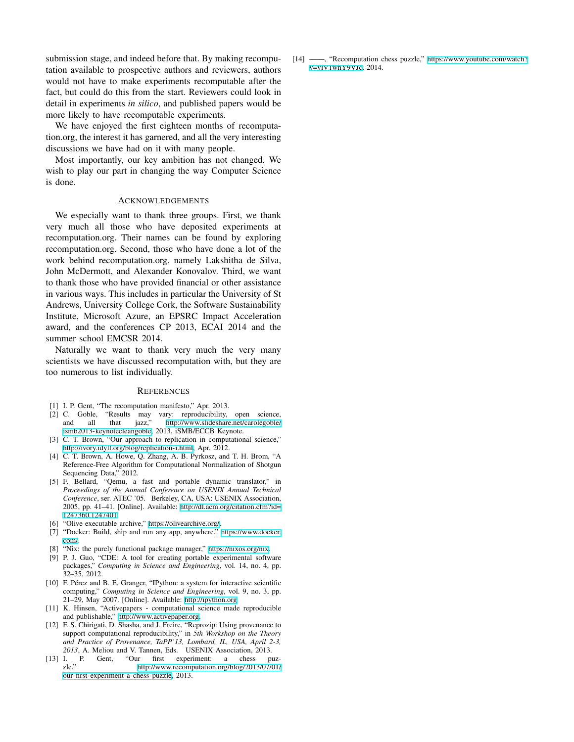submission stage, and indeed before that. By making recomputation available to prospective authors and reviewers, authors would not have to make experiments recomputable after the fact, but could do this from the start. Reviewers could look in detail in experiments *in silico*, and published papers would be more likely to have recomputable experiments.

We have enjoyed the first eighteen months of recomputation.org, the interest it has garnered, and all the very interesting discussions we have had on it with many people.

Most importantly, our key ambition has not changed. We wish to play our part in changing the way Computer Science is done.

## Acknowledgements

We especially want to thank three groups. First, we thank very much all those who have deposited experiments at recomputation.org. Their names can be found by exploring recomputation.org. Second, those who have done a lot of the work behind recomputation.org, namely Lakshitha de Silva, John McDermott, and Alexander Konovalov. Third, we want to thank those who have provided financial or other assistance in various ways. This includes in particular the University of St Andrews, University College Cork, the Software Sustainability Institute, Microsoft Azure, an EPSRC Impact Acceleration award, and the conferences CP 2013, ECAI 2014 and the summer school EMCSR 2014.

Naturally we want to thank very much the very many scientists we have discussed recomputation with, but they are too numerous to list individually.

## References

[1] I. P. Gent, "The recomputation manifesto," Apr. 2013.

[2] C. Goble, "Results may vary: reproducibility, open science, and all that jazz," http://www.slideshare.net/carolegoble/ismb2013-keynotecleangoble, 2013, iSMB/ECCB Keynote.

[3] C. T. Brown, "Our approach to replication in computational science," http://ivory.idyll.org/blog/replication-i.html, Apr. 2012.

[4] C. T. Brown, A. Howe, Q. Zhang, A. B. Pyrkosz, and T. H. Brom, "A Reference-Free Algorithm for Computational Normalization of Shotgun Sequencing Data," 2012.

[5] F. Bellard, "Qemu, a fast and portable dynamic translator," in *Proceedings of the Annual Conference on USENIX Annual Technical Conference*, ser. ATEC '05. Berkeley, CA, USA: USENIX Association, 2005, pp. 41–41. [Online]. Available: http://dl.acm.org/citation.cfm?id=1247360.1247401

[6] "Olive executable archive," https://olivearchive.org/.

[7] "Docker: Build, ship and run any app, anywhere," https://www.docker.com/.

[8] "Nix: the purely functional package manager," https://nixos.org/nix.

[9] P. J. Guo, "CDE: A tool for creating portable experimental software packages," *Computing in Science and Engineering*, vol. 14, no. 4, pp. 32–35, 2012.

[10] F. Pérez and B. E. Granger, "IPython: a system for interactive scientific computing," *Computing in Science and Engineering*, vol. 9, no. 3, pp. 21–29, May 2007. [Online]. Available: http://ipython.org

[11] K. Hinsen, "Activepapers - computational science made reproducible and publishable," http://www.activepaper.org.

[12] F. S. Chirigati, D. Shasha, and J. Freire, "Reprozip: Using provenance to support computational reproducibility," in *5th Workshop on the Theory and Practice of Provenance, TaPP'13, Lombard, IL, USA, April 2-3, 2013*, A. Meliou and V. Tannen, Eds. USENIX Association, 2013.

[13] I. P. Gent, "Our first experiment: a chess puzzle," http://www.recomputation.org/blog/2013/07/01/our-first-experiment-a-chess-puzzle, 2013.

[14] ——, "Recomputation chess puzzle," https://www.youtube.com/watch?v=vIVTwhY9VJc, 2014.